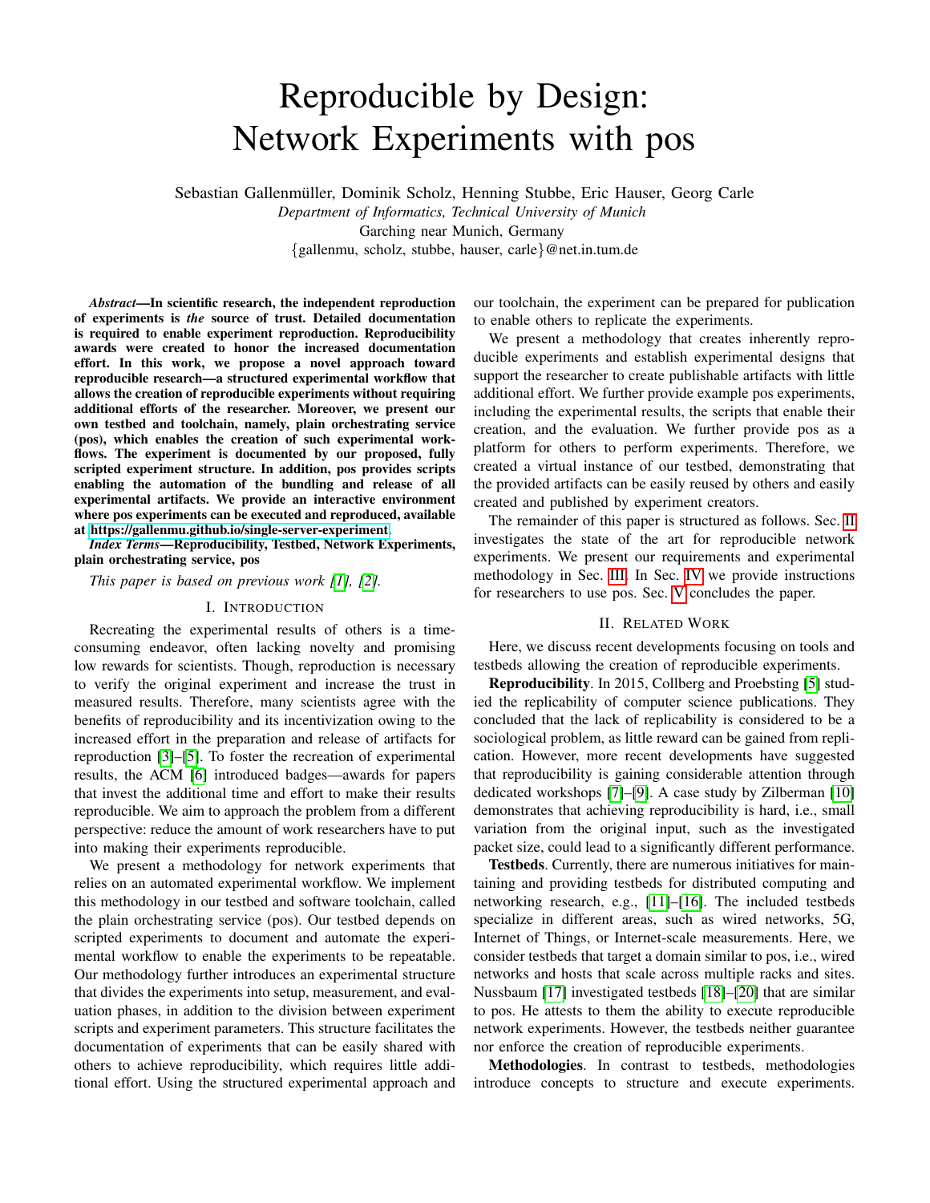# Reproducible by Design: Network Experiments with pos

Sebastian Gallenmüller, Dominik Scholz, Henning Stubbe, Eric Hauser, Georg Carle

*Department of Informatics, Technical University of Munich*

Garching near Munich, Germany

{gallenmu, scholz, stubbe, hauser, carle}@net.in.tum.de

***Abstract*—In scientific research, the independent reproduction of experiments is *the* source of trust. Detailed documentation is required to enable experiment reproduction. Reproducibility awards were created to honor the increased documentation effort. In this work, we propose a novel approach toward reproducible research—a structured experimental workflow that allows the creation of reproducible experiments without requiring additional efforts of the researcher. Moreover, we present our own testbed and toolchain, namely, plain orchestrating service (pos), which enables the creation of such experimental workflows. The experiment is documented by our proposed, fully scripted experiment structure. In addition, pos provides scripts enabling the automation of the bundling and release of all experimental artifacts. We provide an interactive environment where pos experiments can be executed and reproduced, available at https://gallenmu.github.io/single-server-experiment.**

***Index Terms*—Reproducibility, Testbed, Network Experiments, plain orchestrating service, pos**

*This paper is based on previous work [1], [2].*

## I. Introduction

Recreating the experimental results of others is a time-consuming endeavor, often lacking novelty and promising low rewards for scientists. Though, reproduction is necessary to verify the original experiment and increase the trust in measured results. Therefore, many scientists agree with the benefits of reproducibility and its incentivization owing to the increased effort in the preparation and release of artifacts for reproduction [3]–[5]. To foster the recreation of experimental results, the ACM [6] introduced badges—awards for papers that invest the additional time and effort to make their results reproducible. We aim to approach the problem from a different perspective: reduce the amount of work researchers have to put into making their experiments reproducible.

We present a methodology for network experiments that relies on an automated experimental workflow. We implement this methodology in our testbed and software toolchain, called the plain orchestrating service (pos). Our testbed depends on scripted experiments to document and automate the experimental workflow to enable the experiments to be repeatable. Our methodology further introduces an experimental structure that divides the experiments into setup, measurement, and evaluation phases, in addition to the division between experiment scripts and experiment parameters. This structure facilitates the documentation of experiments that can be easily shared with others to achieve reproducibility, which requires little additional effort. Using the structured experimental approach and our toolchain, the experiment can be prepared for publication to enable others to replicate the experiments.

We present a methodology that creates inherently reproducible experiments and establish experimental designs that support the researcher to create publishable artifacts with little additional effort. We further provide example pos experiments, including the experimental results, the scripts that enable their creation, and the evaluation. We further provide pos as a platform for others to perform experiments. Therefore, we created a virtual instance of our testbed, demonstrating that the provided artifacts can be easily reused by others and easily created and published by experiment creators.

The remainder of this paper is structured as follows. Sec. II investigates the state of the art for reproducible network experiments. We present our requirements and experimental methodology in Sec. III. In Sec. IV we provide instructions for researchers to use pos. Sec. V concludes the paper.

## II. Related Work

Here, we discuss recent developments focusing on tools and testbeds allowing the creation of reproducible experiments.

**Reproducibility**. In 2015, Collberg and Proebsting [5] studied the replicability of computer science publications. They concluded that the lack of replicability is considered to be a sociological problem, as little reward can be gained from replication. However, more recent developments have suggested that reproducibility is gaining considerable attention through dedicated workshops [7]–[9]. A case study by Zilberman [10] demonstrates that achieving reproducibility is hard, i.e., small variation from the original input, such as the investigated packet size, could lead to a significantly different performance.

**Testbeds**. Currently, there are numerous initiatives for maintaining and providing testbeds for distributed computing and networking research, e.g., [11]–[16]. The included testbeds specialize in different areas, such as wired networks, 5G, Internet of Things, or Internet-scale measurements. Here, we consider testbeds that target a domain similar to pos, i.e., wired networks and hosts that scale across multiple racks and sites. Nussbaum [17] investigated testbeds [18]–[20] that are similar to pos. He attests to them the ability to execute reproducible network experiments. However, the testbeds neither guarantee nor enforce the creation of reproducible experiments.

**Methodologies**. In contrast to testbeds, methodologies introduce concepts to structure and execute experiments.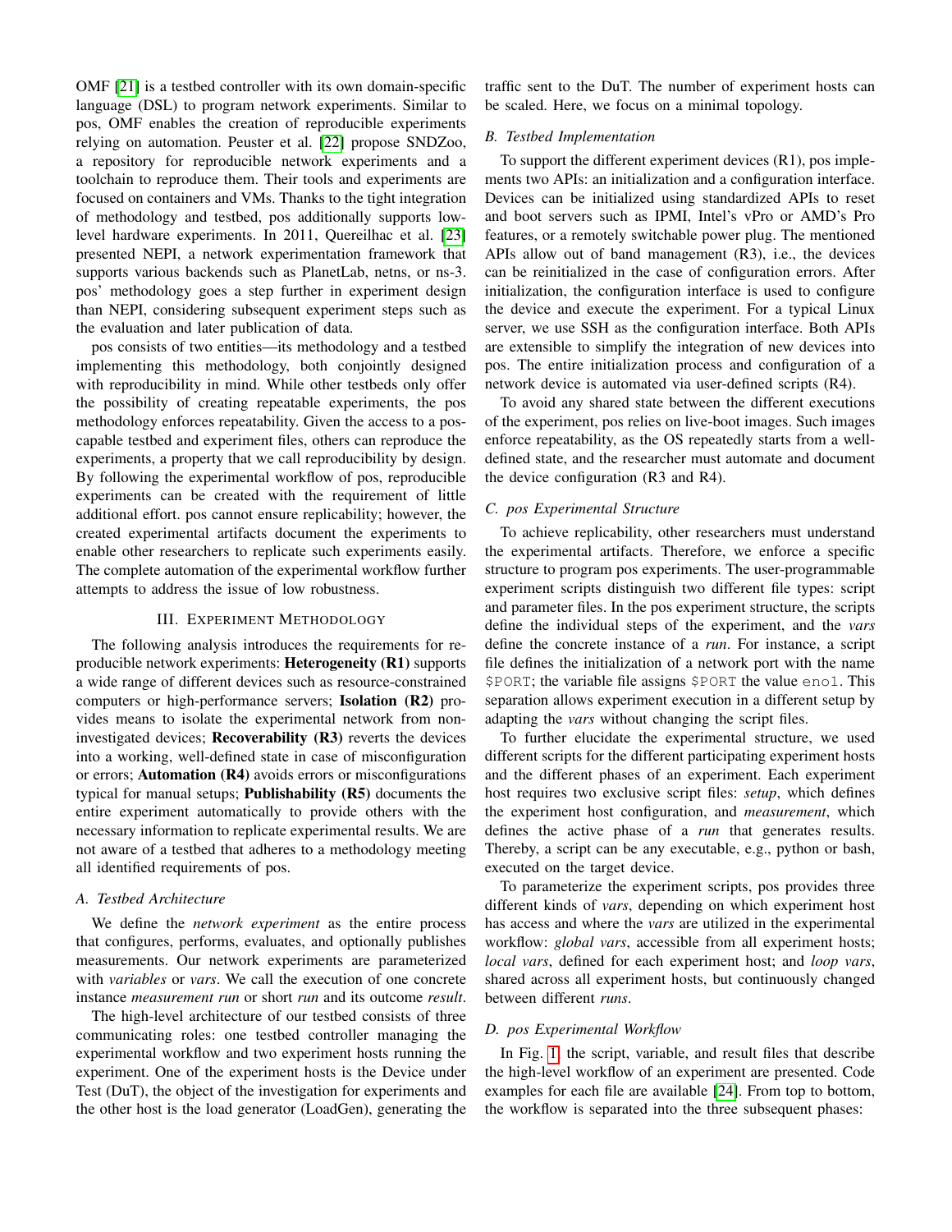OMF [21] is a testbed controller with its own domain-specific language (DSL) to program network experiments. Similar to pos, OMF enables the creation of reproducible experiments relying on automation. Peuster et al. [22] propose SNDZoo, a repository for reproducible network experiments and a toolchain to reproduce them. Their tools and experiments are focused on containers and VMs. Thanks to the tight integration of methodology and testbed, pos additionally supports low-level hardware experiments. In 2011, Quereilhac et al. [23] presented NEPI, a network experimentation framework that supports various backends such as PlanetLab, netns, or ns-3. pos' methodology goes a step further in experiment design than NEPI, considering subsequent experiment steps such as the evaluation and later publication of data.

pos consists of two entities—its methodology and a testbed implementing this methodology, both conjointly designed with reproducibility in mind. While other testbeds only offer the possibility of creating repeatable experiments, the pos methodology enforces repeatability. Given the access to a pos-capable testbed and experiment files, others can reproduce the experiments, a property that we call reproducibility by design. By following the experimental workflow of pos, reproducible experiments can be created with the requirement of little additional effort. pos cannot ensure replicability; however, the created experimental artifacts document the experiments to enable other researchers to replicate such experiments easily. The complete automation of the experimental workflow further attempts to address the issue of low robustness.

## III. Experiment Methodology

The following analysis introduces the requirements for reproducible network experiments: **Heterogeneity (R1)** supports a wide range of different devices such as resource-constrained computers or high-performance servers; **Isolation (R2)** provides means to isolate the experimental network from non-investigated devices; **Recoverability (R3)** reverts the devices into a working, well-defined state in case of misconfiguration or errors; **Automation (R4)** avoids errors or misconfigurations typical for manual setups; **Publishability (R5)** documents the entire experiment automatically to provide others with the necessary information to replicate experimental results. We are not aware of a testbed that adheres to a methodology meeting all identified requirements of pos.

### A. Testbed Architecture

We define the *network experiment* as the entire process that configures, performs, evaluates, and optionally publishes measurements. Our network experiments are parameterized with *variables* or *vars*. We call the execution of one concrete instance *measurement run* or short *run* and its outcome *result*.

The high-level architecture of our testbed consists of three communicating roles: one testbed controller managing the experimental workflow and two experiment hosts running the experiment. One of the experiment hosts is the Device under Test (DuT), the object of the investigation for experiments and the other host is the load generator (LoadGen), generating the traffic sent to the DuT. The number of experiment hosts can be scaled. Here, we focus on a minimal topology.

### B. Testbed Implementation

To support the different experiment devices (R1), pos implements two APIs: an initialization and a configuration interface. Devices can be initialized using standardized APIs to reset and boot servers such as IPMI, Intel's vPro or AMD's Pro features, or a remotely switchable power plug. The mentioned APIs allow out of band management (R3), i.e., the devices can be reinitialized in the case of configuration errors. After initialization, the configuration interface is used to configure the device and execute the experiment. For a typical Linux server, we use SSH as the configuration interface. Both APIs are extensible to simplify the integration of new devices into pos. The entire initialization process and configuration of a network device is automated via user-defined scripts (R4).

To avoid any shared state between the different executions of the experiment, pos relies on live-boot images. Such images enforce repeatability, as the OS repeatedly starts from a well-defined state, and the researcher must automate and document the device configuration (R3 and R4).

### C. pos Experimental Structure

To achieve replicability, other researchers must understand the experimental artifacts. Therefore, we enforce a specific structure to program pos experiments. The user-programmable experiment scripts distinguish two different file types: script and parameter files. In the pos experiment structure, the scripts define the individual steps of the experiment, and the *vars* define the concrete instance of a *run*. For instance, a script file defines the initialization of a network port with the name `$PORT`; the variable file assigns `$PORT` the value `eno1`. This separation allows experiment execution in a different setup by adapting the *vars* without changing the script files.

To further elucidate the experimental structure, we used different scripts for the different participating experiment hosts and the different phases of an experiment. Each experiment host requires two exclusive script files: *setup*, which defines the experiment host configuration, and *measurement*, which defines the active phase of a *run* that generates results. Thereby, a script can be any executable, e.g., python or bash, executed on the target device.

To parameterize the experiment scripts, pos provides three different kinds of *vars*, depending on which experiment host has access and where the *vars* are utilized in the experimental workflow: *global vars*, accessible from all experiment hosts; *local vars*, defined for each experiment host; and *loop vars*, shared across all experiment hosts, but continuously changed between different *runs*.

### D. pos Experimental Workflow

In Fig. 1, the script, variable, and result files that describe the high-level workflow of an experiment are presented. Code examples for each file are available [24]. From top to bottom, the workflow is separated into the three subsequent phases: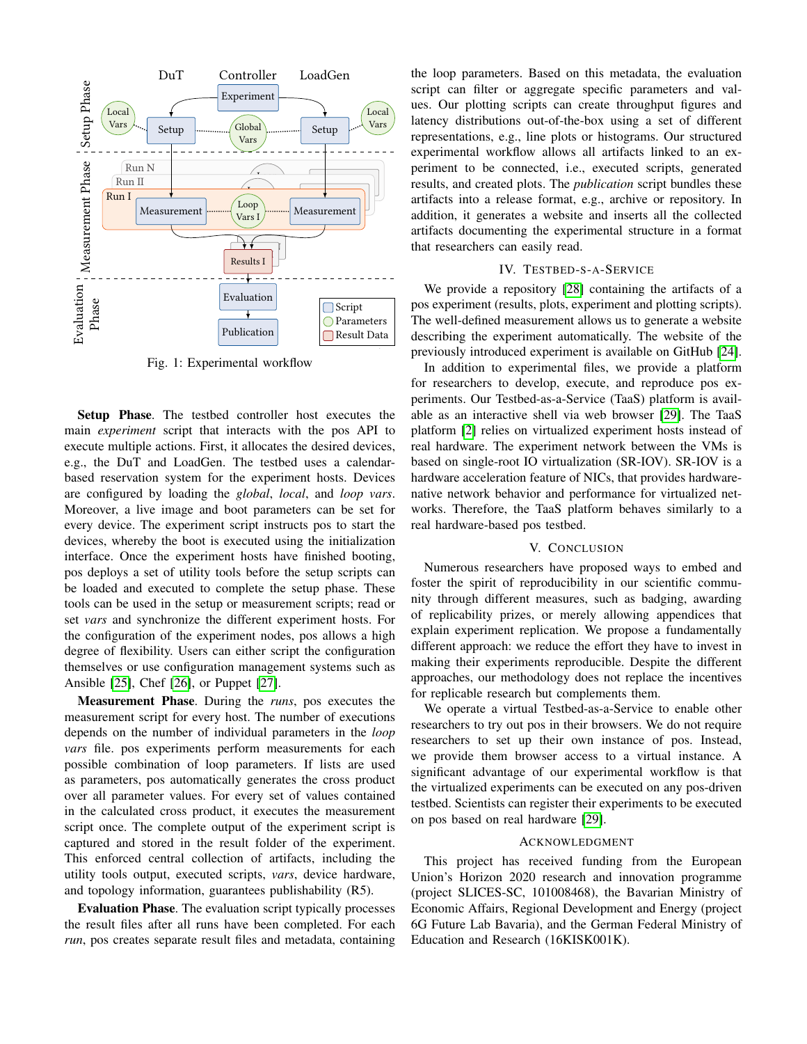Fig. 1: Experimental workflow

**Setup Phase**. The testbed controller host executes the main *experiment* script that interacts with the pos API to execute multiple actions. First, it allocates the desired devices, e.g., the DuT and LoadGen. The testbed uses a calendar-based reservation system for the experiment hosts. Devices are configured by loading the *global*, *local*, and *loop vars*. Moreover, a live image and boot parameters can be set for every device. The experiment script instructs pos to start the devices, whereby the boot is executed using the initialization interface. Once the experiment hosts have finished booting, pos deploys a set of utility tools before the setup scripts can be loaded and executed to complete the setup phase. These tools can be used in the setup or measurement scripts; read or set *vars* and synchronize the different experiment hosts. For the configuration of the experiment nodes, pos allows a high degree of flexibility. Users can either script the configuration themselves or use configuration management systems such as Ansible [25], Chef [26], or Puppet [27].

**Measurement Phase**. During the *runs*, pos executes the measurement script for every host. The number of executions depends on the number of individual parameters in the *loop vars* file. pos experiments perform measurements for each possible combination of loop parameters. If lists are used as parameters, pos automatically generates the cross product over all parameter values. For every set of values contained in the calculated cross product, it executes the measurement script once. The complete output of the experiment script is captured and stored in the result folder of the experiment. This enforced central collection of artifacts, including the utility tools output, executed scripts, *vars*, device hardware, and topology information, guarantees publishability (R5).

**Evaluation Phase**. The evaluation script typically processes the result files after all runs have been completed. For each *run*, pos creates separate result files and metadata, containing the loop parameters. Based on this metadata, the evaluation script can filter or aggregate specific parameters and values. Our plotting scripts can create throughput figures and latency distributions out-of-the-box using a set of different representations, e.g., line plots or histograms. Our structured experimental workflow allows all artifacts linked to an experiment to be connected, i.e., executed scripts, generated results, and created plots. The *publication* script bundles these artifacts into a release format, e.g., archive or repository. In addition, it generates a website and inserts all the collected artifacts documenting the experimental structure in a format that researchers can easily read.

## IV. Testbed-as-a-Service

We provide a repository [28] containing the artifacts of a pos experiment (results, plots, experiment and plotting scripts). The well-defined measurement allows us to generate a website describing the experiment automatically. The website of the previously introduced experiment is available on GitHub [24].

In addition to experimental files, we provide a platform for researchers to develop, execute, and reproduce pos experiments. Our Testbed-as-a-Service (TaaS) platform is available as an interactive shell via web browser [29]. The TaaS platform [2] relies on virtualized experiment hosts instead of real hardware. The experiment network between the VMs is based on single-root IO virtualization (SR-IOV). SR-IOV is a hardware acceleration feature of NICs, that provides hardware-native network behavior and performance for virtualized networks. Therefore, the TaaS platform behaves similarly to a real hardware-based pos testbed.

## V. Conclusion

Numerous researchers have proposed ways to embed and foster the spirit of reproducibility in our scientific community through different measures, such as badging, awarding of replicability prizes, or merely allowing appendices that explain experiment replication. We propose a fundamentally different approach: we reduce the effort they have to invest in making their experiments reproducible. Despite the different approaches, our methodology does not replace the incentives for replicable research but complements them.

We operate a virtual Testbed-as-a-Service to enable other researchers to try out pos in their browsers. We do not require researchers to set up their own instance of pos. Instead, we provide them browser access to a virtual instance. A significant advantage of our experimental workflow is that the virtualized experiments can be executed on any pos-driven testbed. Scientists can register their experiments to be executed on pos based on real hardware [29].

## Acknowledgment

This project has received funding from the European Union's Horizon 2020 research and innovation programme (project SLICES-SC, 101008468), the Bavarian Ministry of Economic Affairs, Regional Development and Energy (project 6G Future Lab Bavaria), and the German Federal Ministry of Education and Research (16KISK001K).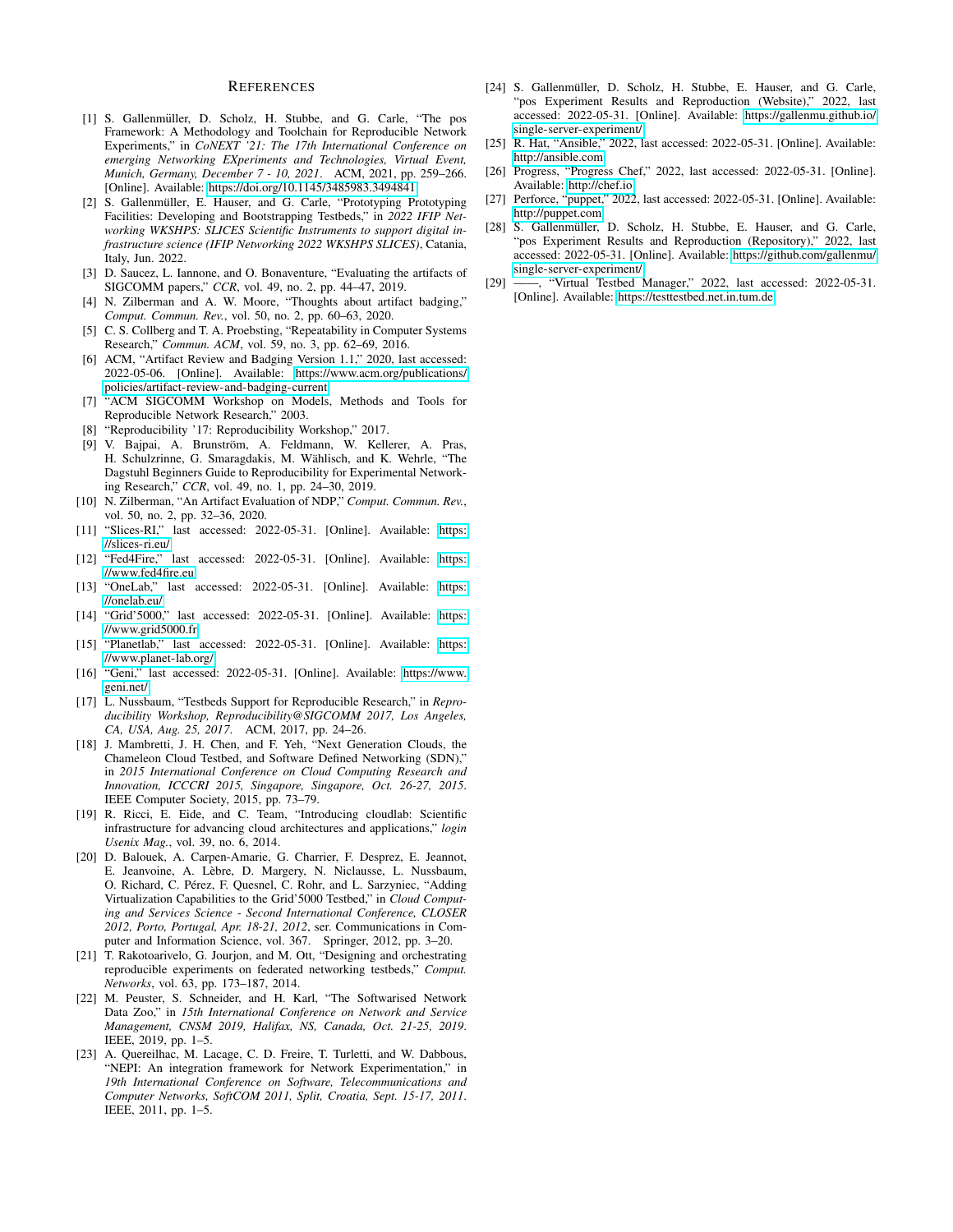## References

[1] S. Gallenmüller, D. Scholz, H. Stubbe, and G. Carle, "The pos Framework: A Methodology and Toolchain for Reproducible Network Experiments," in *CoNEXT '21: The 17th International Conference on emerging Networking EXperiments and Technologies, Virtual Event, Munich, Germany, December 7 - 10, 2021*. ACM, 2021, pp. 259–266. [Online]. Available: https://doi.org/10.1145/3485983.3494841

[2] S. Gallenmüller, E. Hauser, and G. Carle, "Prototyping Prototyping Facilities: Developing and Bootstrapping Testbeds," in *2022 IFIP Networking WKSHPS: SLICES Scientific Instruments to support digital infrastructure science (IFIP Networking 2022 WKSHPS SLICES)*, Catania, Italy, Jun. 2022.

[3] D. Saucez, L. Iannone, and O. Bonaventure, "Evaluating the artifacts of SIGCOMM papers," *CCR*, vol. 49, no. 2, pp. 44–47, 2019.

[4] N. Zilberman and A. W. Moore, "Thoughts about artifact badging," *Comput. Commun. Rev.*, vol. 50, no. 2, pp. 60–63, 2020.

[5] C. S. Collberg and T. A. Proebsting, "Repeatability in Computer Systems Research," *Commun. ACM*, vol. 59, no. 3, pp. 62–69, 2016.

[6] ACM, "Artifact Review and Badging Version 1.1," 2020, last accessed: 2022-05-06. [Online]. Available: https://www.acm.org/publications/policies/artifact-review-and-badging-current

[7] "ACM SIGCOMM Workshop on Models, Methods and Tools for Reproducible Network Research," 2003.

[8] "Reproducibility '17: Reproducibility Workshop," 2017.

[9] V. Bajpai, A. Brunström, A. Feldmann, W. Kellerer, A. Pras, H. Schulzrinne, G. Smaragdakis, M. Wählisch, and K. Wehrle, "The Dagstuhl Beginners Guide to Reproducibility for Experimental Networking Research," *CCR*, vol. 49, no. 1, pp. 24–30, 2019.

[10] N. Zilberman, "An Artifact Evaluation of NDP," *Comput. Commun. Rev.*, vol. 50, no. 2, pp. 32–36, 2020.

[11] "Slices-RI," last accessed: 2022-05-31. [Online]. Available: https://slices-ri.eu/

[12] "Fed4Fire," last accessed: 2022-05-31. [Online]. Available: https://www.fed4fire.eu

[13] "OneLab," last accessed: 2022-05-31. [Online]. Available: https://onelab.eu/

[14] "Grid'5000," last accessed: 2022-05-31. [Online]. Available: https://www.grid5000.fr

[15] "Planetlab," last accessed: 2022-05-31. [Online]. Available: https://www.planet-lab.org/

[16] "Geni," last accessed: 2022-05-31. [Online]. Available: https://www.geni.net/

[17] L. Nussbaum, "Testbeds Support for Reproducible Research," in *Reproducibility Workshop, Reproducibility@SIGCOMM 2017, Los Angeles, CA, USA, Aug. 25, 2017*. ACM, 2017, pp. 24–26.

[18] J. Mambretti, J. H. Chen, and F. Yeh, "Next Generation Clouds, the Chameleon Cloud Testbed, and Software Defined Networking (SDN)," in *2015 International Conference on Cloud Computing Research and Innovation, ICCCRI 2015, Singapore, Singapore, Oct. 26-27, 2015*. IEEE Computer Society, 2015, pp. 73–79.

[19] R. Ricci, E. Eide, and C. Team, "Introducing cloudlab: Scientific infrastructure for advancing cloud architectures and applications," *login Usenix Mag.*, vol. 39, no. 6, 2014.

[20] D. Balouek, A. Carpen-Amarie, G. Charrier, F. Desprez, E. Jeannot, E. Jeanvoine, A. Lèbre, D. Margery, N. Niclausse, L. Nussbaum, O. Richard, C. Pérez, F. Quesnel, C. Rohr, and L. Sarzyniec, "Adding Virtualization Capabilities to the Grid'5000 Testbed," in *Cloud Computing and Services Science - Second International Conference, CLOSER 2012, Porto, Portugal, Apr. 18-21, 2012*, ser. Communications in Computer and Information Science, vol. 367. Springer, 2012, pp. 3–20.

[21] T. Rakotoarivelo, G. Jourjon, and M. Ott, "Designing and orchestrating reproducible experiments on federated networking testbeds," *Comput. Networks*, vol. 63, pp. 173–187, 2014.

[22] M. Peuster, S. Schneider, and H. Karl, "The Softwarised Network Data Zoo," in *15th International Conference on Network and Service Management, CNSM 2019, Halifax, NS, Canada, Oct. 21-25, 2019*. IEEE, 2019, pp. 1–5.

[23] A. Quereilhac, M. Lacage, C. D. Freire, T. Turletti, and W. Dabbous, "NEPI: An integration framework for Network Experimentation," in *19th International Conference on Software, Telecommunications and Computer Networks, SoftCOM 2011, Split, Croatia, Sept. 15-17, 2011*. IEEE, 2011, pp. 1–5.

[24] S. Gallenmüller, D. Scholz, H. Stubbe, E. Hauser, and G. Carle, "pos Experiment Results and Reproduction (Website)," 2022, last accessed: 2022-05-31. [Online]. Available: https://gallenmu.github.io/single-server-experiment/

[25] R. Hat, "Ansible," 2022, last accessed: 2022-05-31. [Online]. Available: http://ansible.com

[26] Progress, "Progress Chef," 2022, last accessed: 2022-05-31. [Online]. Available: http://chef.io

[27] Perforce, "puppet," 2022, last accessed: 2022-05-31. [Online]. Available: http://puppet.com

[28] S. Gallenmüller, D. Scholz, H. Stubbe, E. Hauser, and G. Carle, "pos Experiment Results and Reproduction (Repository)," 2022, last accessed: 2022-05-31. [Online]. Available: https://github.com/gallenmu/single-server-experiment/

[29] ——, "Virtual Testbed Manager," 2022, last accessed: 2022-05-31. [Online]. Available: https://testtestbed.net.in.tum.de